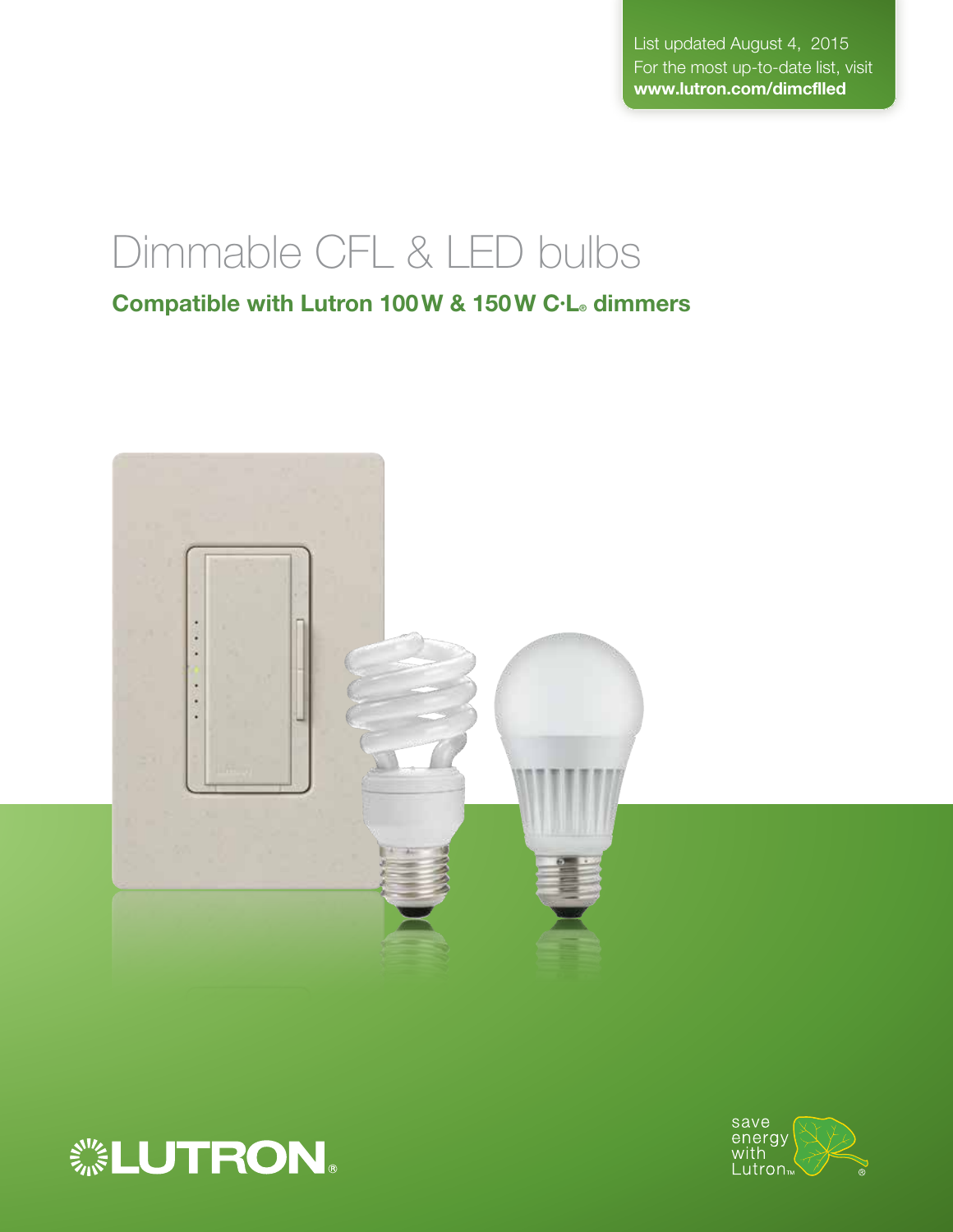List updated August 4, 2015
For the most up-to-date list, visit
**www.lutron.com/dimcflled**

# Dimmable CFL & LED bulbs

## Compatible with Lutron 100 W & 150 W C·L® dimmers

LUTRON®

save energy with Lutron™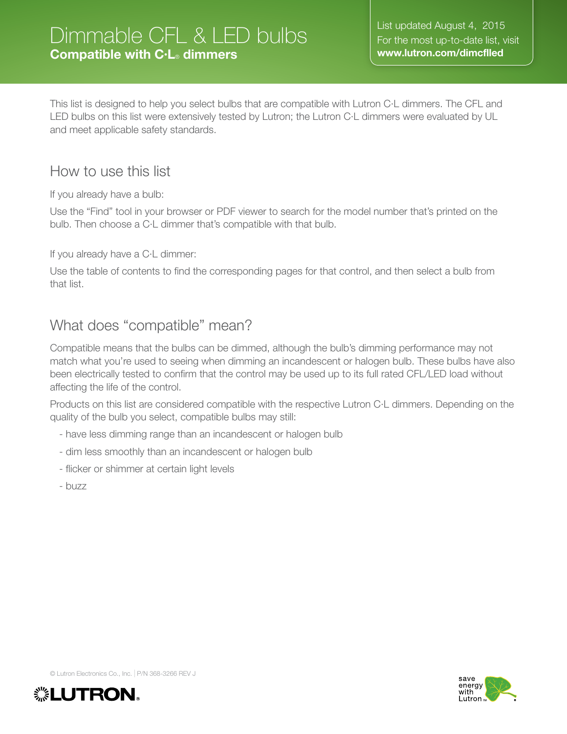# Dimmable CFL & LED bulbs
**Compatible with C·L® dimmers**

List updated August 4, 2015
For the most up-to-date list, visit
**www.lutron.com/dimcflled**

This list is designed to help you select bulbs that are compatible with Lutron C·L dimmers. The CFL and LED bulbs on this list were extensively tested by Lutron; the Lutron C·L dimmers were evaluated by UL and meet applicable safety standards.

## How to use this list

If you already have a bulb:

Use the "Find" tool in your browser or PDF viewer to search for the model number that's printed on the bulb. Then choose a C·L dimmer that's compatible with that bulb.

If you already have a C·L dimmer:

Use the table of contents to find the corresponding pages for that control, and then select a bulb from that list.

## What does "compatible" mean?

Compatible means that the bulbs can be dimmed, although the bulb's dimming performance may not match what you're used to seeing when dimming an incandescent or halogen bulb. These bulbs have also been electrically tested to confirm that the control may be used up to its full rated CFL/LED load without affecting the life of the control.

Products on this list are considered compatible with the respective Lutron C·L dimmers. Depending on the quality of the bulb you select, compatible bulbs may still:

- have less dimming range than an incandescent or halogen bulb
- dim less smoothly than an incandescent or halogen bulb
- flicker or shimmer at certain light levels
- buzz

© Lutron Electronics Co., Inc. | P/N 368-3266 REV J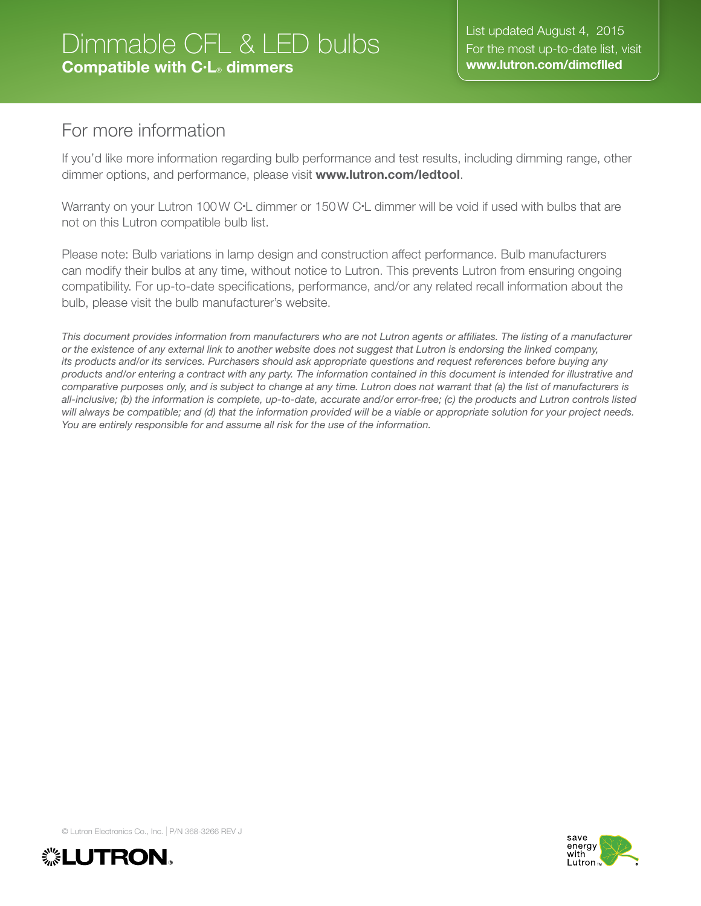# Dimmable CFL & LED bulbs
**Compatible with C·L® dimmers**

List updated August 4, 2015
For the most up-to-date list, visit **www.lutron.com/dimcflled**

## For more information

If you'd like more information regarding bulb performance and test results, including dimming range, other dimmer options, and performance, please visit **www.lutron.com/ledtool**.

Warranty on your Lutron 100 W C·L dimmer or 150 W C·L dimmer will be void if used with bulbs that are not on this Lutron compatible bulb list.

Please note: Bulb variations in lamp design and construction affect performance. Bulb manufacturers can modify their bulbs at any time, without notice to Lutron. This prevents Lutron from ensuring ongoing compatibility. For up-to-date specifications, performance, and/or any related recall information about the bulb, please visit the bulb manufacturer's website.

*This document provides information from manufacturers who are not Lutron agents or affiliates. The listing of a manufacturer or the existence of any external link to another website does not suggest that Lutron is endorsing the linked company, its products and/or its services. Purchasers should ask appropriate questions and request references before buying any products and/or entering a contract with any party. The information contained in this document is intended for illustrative and comparative purposes only, and is subject to change at any time. Lutron does not warrant that (a) the list of manufacturers is all-inclusive; (b) the information is complete, up-to-date, accurate and/or error-free; (c) the products and Lutron controls listed will always be compatible; and (d) that the information provided will be a viable or appropriate solution for your project needs. You are entirely responsible for and assume all risk for the use of the information.*

© Lutron Electronics Co., Inc. | P/N 368-3266 REV J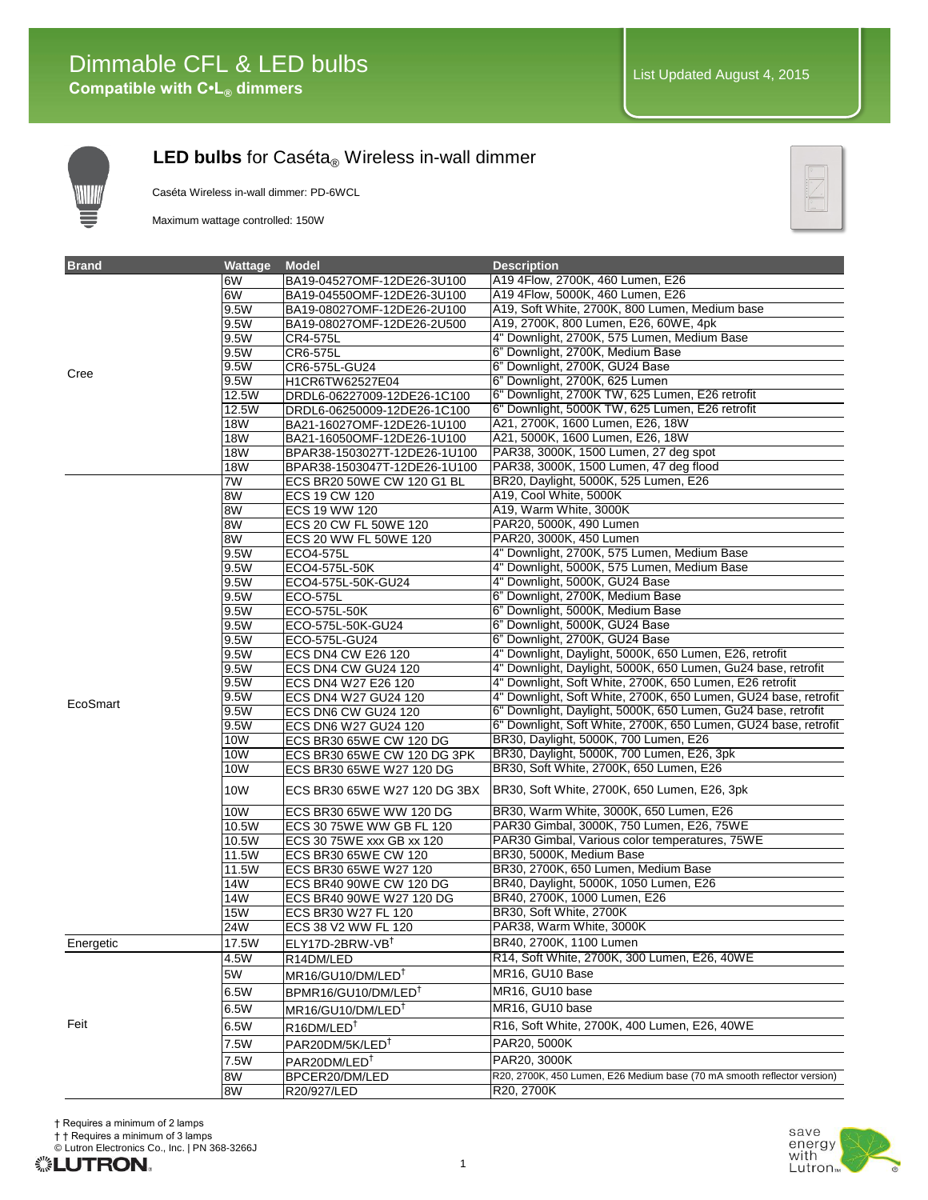# Dimmable CFL & LED bulbs

**Compatible with C•L® dimmers**

List Updated August 4, 2015

## **LED bulbs** for Caséta® Wireless in-wall dimmer

Caséta Wireless in-wall dimmer: PD-6WCL

Maximum wattage controlled: 150W

| Brand | Wattage | Model | Description |
|---|---|---|---|
| Cree | 6W | BA19-04527OMF-12DE26-3U100 | A19 4Flow, 2700K, 460 Lumen, E26 |
| | 6W | BA19-04550OMF-12DE26-3U100 | A19 4Flow, 5000K, 460 Lumen, E26 |
| | 9.5W | BA19-08027OMF-12DE26-2U100 | A19, Soft White, 2700K, 800 Lumen, Medium base |
| | 9.5W | BA19-08027OMF-12DE26-2U500 | A19, 2700K, 800 Lumen, E26, 60WE, 4pk |
| | 9.5W | CR4-575L | 4" Downlight, 2700K, 575 Lumen, Medium Base |
| | 9.5W | CR6-575L | 6" Downlight, 2700K, Medium Base |
| | 9.5W | CR6-575L-GU24 | 6" Downlight, 2700K, GU24 Base |
| | 9.5W | H1CR6TW62527E04 | 6" Downlight, 2700K, 625 Lumen |
| | 12.5W | DRDL6-06227009-12DE26-1C100 | 6" Downlight, 2700K TW, 625 Lumen, E26 retrofit |
| | 12.5W | DRDL6-06250009-12DE26-1C100 | 6" Downlight, 5000K TW, 625 Lumen, E26 retrofit |
| | 18W | BA21-16027OMF-12DE26-1U100 | A21, 2700K, 1600 Lumen, E26, 18W |
| | 18W | BA21-16050OMF-12DE26-1U100 | A21, 5000K, 1600 Lumen, E26, 18W |
| | 18W | BPAR38-1503027T-12DE26-1U100 | PAR38, 3000K, 1500 Lumen, 27 deg spot |
| | 18W | BPAR38-1503047T-12DE26-1U100 | PAR38, 3000K, 1500 Lumen, 47 deg flood |
| EcoSmart | 7W | ECS BR20 50WE CW 120 G1 BL | BR20, Daylight, 5000K, 525 Lumen, E26 |
| | 8W | ECS 19 CW 120 | A19, Cool White, 5000K |
| | 8W | ECS 19 WW 120 | A19, Warm White, 3000K |
| | 8W | ECS 20 CW FL 50WE 120 | PAR20, 5000K, 490 Lumen |
| | 8W | ECS 20 WW FL 50WE 120 | PAR20, 3000K, 450 Lumen |
| | 9.5W | ECO4-575L | 4" Downlight, 2700K, 575 Lumen, Medium Base |
| | 9.5W | ECO4-575L-50K | 4" Downlight, 5000K, 575 Lumen, Medium Base |
| | 9.5W | ECO4-575L-50K-GU24 | 4" Downlight, 5000K, GU24 Base |
| | 9.5W | ECO-575L | 6" Downlight, 2700K, Medium Base |
| | 9.5W | ECO-575L-50K | 6" Downlight, 5000K, Medium Base |
| | 9.5W | ECO-575L-50K-GU24 | 6" Downlight, 5000K, GU24 Base |
| | 9.5W | ECO-575L-GU24 | 6" Downlight, 2700K, GU24 Base |
| | 9.5W | ECS DN4 CW E26 120 | 4" Downlight, Daylight, 5000K, 650 Lumen, E26, retrofit |
| | 9.5W | ECS DN4 CW GU24 120 | 4" Downlight, Daylight, 5000K, 650 Lumen, Gu24 base, retrofit |
| | 9.5W | ECS DN4 W27 E26 120 | 4" Downlight, Soft White, 2700K, 650 Lumen, E26 retrofit |
| | 9.5W | ECS DN4 W27 GU24 120 | 4" Downlight, Soft White, 2700K, 650 Lumen, GU24 base, retrofit |
| | 9.5W | ECS DN6 CW GU24 120 | 6" Downlight, Daylight, 5000K, 650 Lumen, Gu24 base, retrofit |
| | 9.5W | ECS DN6 W27 GU24 120 | 6" Downlight, Soft White, 2700K, 650 Lumen, GU24 base, retrofit |
| | 10W | ECS BR30 65WE CW 120 DG | BR30, Daylight, 5000K, 700 Lumen, E26 |
| | 10W | ECS BR30 65WE CW 120 DG 3PK | BR30, Daylight, 5000K, 700 Lumen, E26, 3pk |
| | 10W | ECS BR30 65WE W27 120 DG | BR30, Soft White, 2700K, 650 Lumen, E26 |
| | 10W | ECS BR30 65WE W27 120 DG 3BX | BR30, Soft White, 2700K, 650 Lumen, E26, 3pk |
| | 10W | ECS BR30 65WE WW 120 DG | BR30, Warm White, 3000K, 650 Lumen, E26 |
| | 10.5W | ECS 30 75WE WW GB FL 120 | PAR30 Gimbal, 3000K, 750 Lumen, E26, 75WE |
| | 10.5W | ECS 30 75WE xxx GB xx 120 | PAR30 Gimbal, Various color temperatures, 75WE |
| | 11.5W | ECS BR30 65WE CW 120 | BR30, 5000K, Medium Base |
| | 11.5W | ECS BR30 65WE W27 120 | BR30, 2700K, 650 Lumen, Medium Base |
| | 14W | ECS BR40 90WE CW 120 DG | BR40, Daylight, 5000K, 1050 Lumen, E26 |
| | 14W | ECS BR40 90WE W27 120 DG | BR40, 2700K, 1000 Lumen, E26 |
| | 15W | ECS BR30 W27 FL 120 | BR30, Soft White, 2700K |
| | 24W | ECS 38 V2 WW FL 120 | PAR38, Warm White, 3000K |
| Energetic | 17.5W | ELY17D-2BRW-VB† | BR40, 2700K, 1100 Lumen |
| Feit | 4.5W | R14DM/LED | R14, Soft White, 2700K, 300 Lumen, E26, 40WE |
| | 5W | MR16/GU10/DM/LED† | MR16, GU10 Base |
| | 6.5W | BPMR16/GU10/DM/LED† | MR16, GU10 base |
| | 6.5W | MR16/GU10/DM/LED† | MR16, GU10 base |
| | 6.5W | R16DM/LED† | R16, Soft White, 2700K, 400 Lumen, E26, 40WE |
| | 7.5W | PAR20DM/5K/LED† | PAR20, 5000K |
| | 7.5W | PAR20DM/LED† | PAR20, 3000K |
| | 8W | BPCER20/DM/LED | R20, 2700K, 450 Lumen, E26 Medium base (70 mA smooth reflector version) |
| | 8W | R20/927/LED | R20, 2700K |

† Requires a minimum of 2 lamps

† † Requires a minimum of 3 lamps

© Lutron Electronics Co., Inc. | PN 368-3266J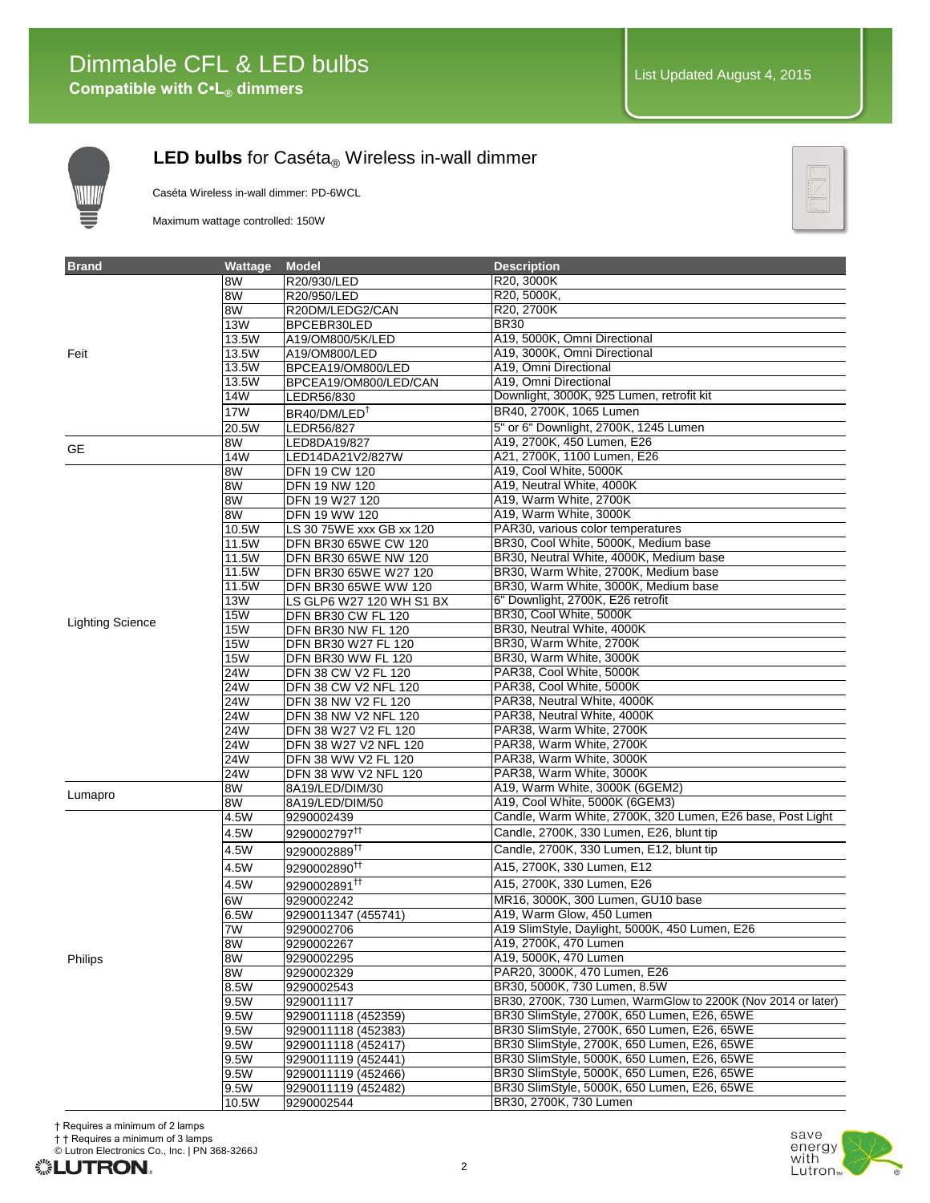# Dimmable CFL & LED bulbs

**Compatible with C•L® dimmers**

List Updated August 4, 2015

## **LED bulbs** for Caséta® Wireless in-wall dimmer

Caséta Wireless in-wall dimmer: PD-6WCL

Maximum wattage controlled: 150W

| Brand | Wattage | Model | Description |
|---|---|---|---|
| Feit | 8W | R20/930/LED | R20, 3000K |
| | 8W | R20/950/LED | R20, 5000K, |
| | 8W | R20DM/LEDG2/CAN | R20, 2700K |
| | 13W | BPCEBR30LED | BR30 |
| | 13.5W | A19/OM800/5K/LED | A19, 5000K, Omni Directional |
| | 13.5W | A19/OM800/LED | A19, 3000K, Omni Directional |
| | 13.5W | BPCEA19/OM800/LED | A19, Omni Directional |
| | 13.5W | BPCEA19/OM800/LED/CAN | A19, Omni Directional |
| | 14W | LEDR56/830 | Downlight, 3000K, 925 Lumen, retrofit kit |
| | 17W | BR40/DM/LED† | BR40, 2700K, 1065 Lumen |
| | 20.5W | LEDR56/827 | 5" or 6" Downlight, 2700K, 1245 Lumen |
| GE | 8W | LED8DA19/827 | A19, 2700K, 450 Lumen, E26 |
| | 14W | LED14DA21V2/827W | A21, 2700K, 1100 Lumen, E26 |
| Lighting Science | 8W | DFN 19 CW 120 | A19, Cool White, 5000K |
| | 8W | DFN 19 NW 120 | A19, Neutral White, 4000K |
| | 8W | DFN 19 W27 120 | A19, Warm White, 2700K |
| | 8W | DFN 19 WW 120 | A19, Warm White, 3000K |
| | 10.5W | LS 30 75WE xxx GB xx 120 | PAR30, various color temperatures |
| | 11.5W | DFN BR30 65WE CW 120 | BR30, Cool White, 5000K, Medium base |
| | 11.5W | DFN BR30 65WE NW 120 | BR30, Neutral White, 4000K, Medium base |
| | 11.5W | DFN BR30 65WE W27 120 | BR30, Warm White, 2700K, Medium base |
| | 11.5W | DFN BR30 65WE WW 120 | BR30, Warm White, 3000K, Medium base |
| | 13W | LS GLP6 W27 120 WH S1 BX | 6" Downlight, 2700K, E26 retrofit |
| | 15W | DFN BR30 CW FL 120 | BR30, Cool White, 5000K |
| | 15W | DFN BR30 NW FL 120 | BR30, Neutral White, 4000K |
| | 15W | DFN BR30 W27 FL 120 | BR30, Warm White, 2700K |
| | 15W | DFN BR30 WW FL 120 | BR30, Warm White, 3000K |
| | 24W | DFN 38 CW V2 FL 120 | PAR38, Cool White, 5000K |
| | 24W | DFN 38 CW V2 NFL 120 | PAR38, Cool White, 5000K |
| | 24W | DFN 38 NW V2 FL 120 | PAR38, Neutral White, 4000K |
| | 24W | DFN 38 NW V2 NFL 120 | PAR38, Neutral White, 4000K |
| | 24W | DFN 38 W27 V2 FL 120 | PAR38, Warm White, 2700K |
| | 24W | DFN 38 W27 V2 NFL 120 | PAR38, Warm White, 2700K |
| | 24W | DFN 38 WW V2 FL 120 | PAR38, Warm White, 3000K |
| | 24W | DFN 38 WW V2 NFL 120 | PAR38, Warm White, 3000K |
| Lumapro | 8W | 8A19/LED/DIM/30 | A19, Warm White, 3000K (6GEM2) |
| | 8W | 8A19/LED/DIM/50 | A19, Cool White, 5000K (6GEM3) |
| Philips | 4.5W | 9290002439 | Candle, Warm White, 2700K, 320 Lumen, E26 base, Post Light |
| | 4.5W | 9290002797†† | Candle, 2700K, 330 Lumen, E26, blunt tip |
| | 4.5W | 9290002889†† | Candle, 2700K, 330 Lumen, E12, blunt tip |
| | 4.5W | 9290002890†† | A15, 2700K, 330 Lumen, E12 |
| | 4.5W | 9290002891†† | A15, 2700K, 330 Lumen, E26 |
| | 6W | 9290002242 | MR16, 3000K, 300 Lumen, GU10 base |
| | 6.5W | 9290011347 (455741) | A19, Warm Glow, 450 Lumen |
| | 7W | 9290002706 | A19 SlimStyle, Daylight, 5000K, 450 Lumen, E26 |
| | 8W | 9290002267 | A19, 2700K, 470 Lumen |
| | 8W | 9290002295 | A19, 5000K, 470 Lumen |
| | 8W | 9290002329 | PAR20, 3000K, 470 Lumen, E26 |
| | 8.5W | 9290002543 | BR30, 5000K, 730 Lumen, 8.5W |
| | 9.5W | 9290011117 | BR30, 2700K, 730 Lumen, WarmGlow to 2200K (Nov 2014 or later) |
| | 9.5W | 9290011118 (452359) | BR30 SlimStyle, 2700K, 650 Lumen, E26, 65WE |
| | 9.5W | 9290011118 (452383) | BR30 SlimStyle, 2700K, 650 Lumen, E26, 65WE |
| | 9.5W | 9290011118 (452417) | BR30 SlimStyle, 2700K, 650 Lumen, E26, 65WE |
| | 9.5W | 9290011119 (452441) | BR30 SlimStyle, 5000K, 650 Lumen, E26, 65WE |
| | 9.5W | 9290011119 (452466) | BR30 SlimStyle, 5000K, 650 Lumen, E26, 65WE |
| | 9.5W | 9290011119 (452482) | BR30 SlimStyle, 5000K, 650 Lumen, E26, 65WE |
| | 10.5W | 9290002544 | BR30, 2700K, 730 Lumen |

† Requires a minimum of 2 lamps

† † Requires a minimum of 3 lamps

© Lutron Electronics Co., Inc. | PN 368-3266J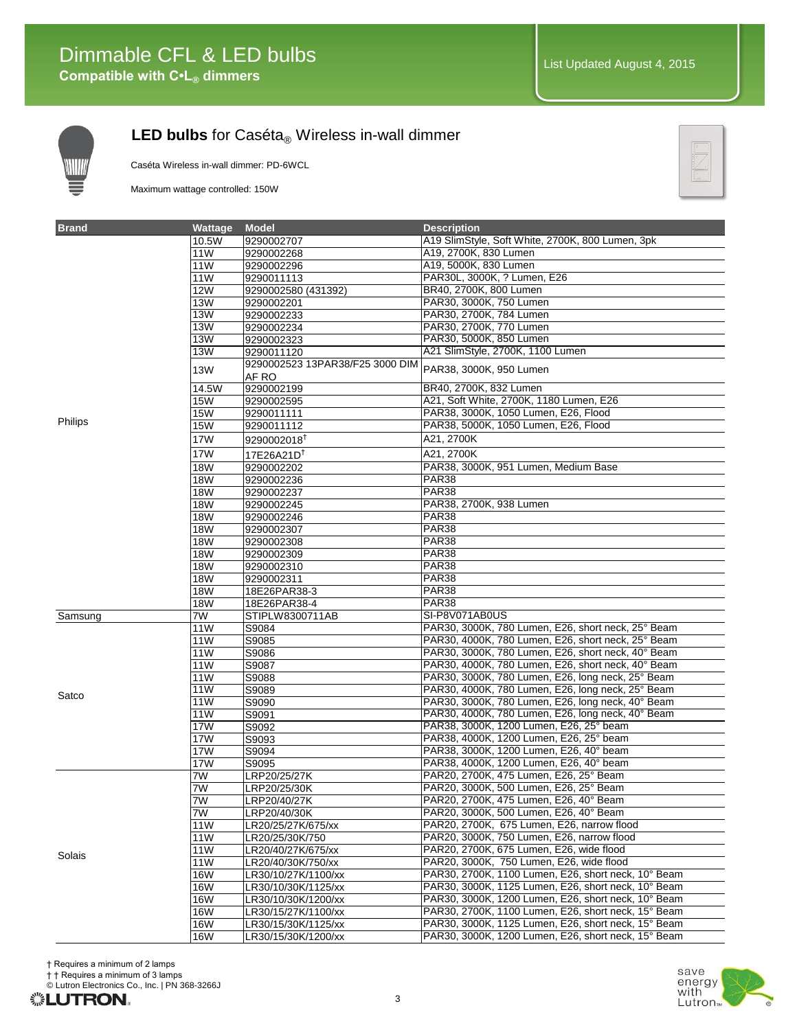# Dimmable CFL & LED bulbs

**Compatible with C•L® dimmers**

List Updated August 4, 2015

## **LED bulbs** for Caséta® Wireless in-wall dimmer

Caséta Wireless in-wall dimmer: PD-6WCL

Maximum wattage controlled: 150W

| Brand | Wattage | Model | Description |
|---|---|---|---|
| Philips | 10.5W | 9290002707 | A19 SlimStyle, Soft White, 2700K, 800 Lumen, 3pk |
| | 11W | 9290002268 | A19, 2700K, 830 Lumen |
| | 11W | 9290002296 | A19, 5000K, 830 Lumen |
| | 11W | 9290011113 | PAR30L, 3000K, ? Lumen, E26 |
| | 12W | 9290002580 (431392) | BR40, 2700K, 800 Lumen |
| | 13W | 9290002201 | PAR30, 3000K, 750 Lumen |
| | 13W | 9290002233 | PAR30, 2700K, 784 Lumen |
| | 13W | 9290002234 | PAR30, 2700K, 770 Lumen |
| | 13W | 9290002323 | PAR30, 5000K, 850 Lumen |
| | 13W | 9290011120 | A21 SlimStyle, 2700K, 1100 Lumen |
| | 13W | 9290002523 13PAR38/F25 3000 DIM AF RO | PAR38, 3000K, 950 Lumen |
| | 14.5W | 9290002199 | BR40, 2700K, 832 Lumen |
| | 15W | 9290002595 | A21, Soft White, 2700K, 1180 Lumen, E26 |
| | 15W | 9290011111 | PAR38, 3000K, 1050 Lumen, E26, Flood |
| | 15W | 9290011112 | PAR38, 5000K, 1050 Lumen, E26, Flood |
| | 17W | 9290002018† | A21, 2700K |
| | 17W | 17E26A21D† | A21, 2700K |
| | 18W | 9290002202 | PAR38, 3000K, 951 Lumen, Medium Base |
| | 18W | 9290002236 | PAR38 |
| | 18W | 9290002237 | PAR38 |
| | 18W | 9290002245 | PAR38, 2700K, 938 Lumen |
| | 18W | 9290002246 | PAR38 |
| | 18W | 9290002307 | PAR38 |
| | 18W | 9290002308 | PAR38 |
| | 18W | 9290002309 | PAR38 |
| | 18W | 9290002310 | PAR38 |
| | 18W | 9290002311 | PAR38 |
| | 18W | 18E26PAR38-3 | PAR38 |
| | 18W | 18E26PAR38-4 | PAR38 |
| Samsung | 7W | STIPLW8300711AB | SI-P8V071AB0US |
| Satco | 11W | S9084 | PAR30, 3000K, 780 Lumen, E26, short neck, 25° Beam |
| | 11W | S9085 | PAR30, 4000K, 780 Lumen, E26, short neck, 25° Beam |
| | 11W | S9086 | PAR30, 3000K, 780 Lumen, E26, short neck, 40° Beam |
| | 11W | S9087 | PAR30, 4000K, 780 Lumen, E26, short neck, 40° Beam |
| | 11W | S9088 | PAR30, 3000K, 780 Lumen, E26, long neck, 25° Beam |
| | 11W | S9089 | PAR30, 4000K, 780 Lumen, E26, long neck, 25° Beam |
| | 11W | S9090 | PAR30, 3000K, 780 Lumen, E26, long neck, 40° Beam |
| | 11W | S9091 | PAR30, 4000K, 780 Lumen, E26, long neck, 40° Beam |
| | 17W | S9092 | PAR38, 3000K, 1200 Lumen, E26, 25° beam |
| | 17W | S9093 | PAR38, 4000K, 1200 Lumen, E26, 25° beam |
| | 17W | S9094 | PAR38, 3000K, 1200 Lumen, E26, 40° beam |
| | 17W | S9095 | PAR38, 4000K, 1200 Lumen, E26, 40° beam |
| Solais | 7W | LRP20/25/27K | PAR20, 2700K, 475 Lumen, E26, 25° Beam |
| | 7W | LRP20/25/30K | PAR20, 3000K, 500 Lumen, E26, 25° Beam |
| | 7W | LRP20/40/27K | PAR20, 2700K, 475 Lumen, E26, 40° Beam |
| | 7W | LRP20/40/30K | PAR20, 3000K, 500 Lumen, E26, 40° Beam |
| | 11W | LR20/25/27K/675/xx | PAR20, 2700K, 675 Lumen, E26, narrow flood |
| | 11W | LR20/25/30K/750 | PAR20, 3000K, 750 Lumen, E26, narrow flood |
| | 11W | LR20/40/27K/675/xx | PAR20, 2700K, 675 Lumen, E26, wide flood |
| | 11W | LR20/40/30K/750/xx | PAR20, 3000K, 750 Lumen, E26, wide flood |
| | 16W | LR30/10/27K/1100/xx | PAR30, 2700K, 1100 Lumen, E26, short neck, 10° Beam |
| | 16W | LR30/10/30K/1125/xx | PAR30, 3000K, 1125 Lumen, E26, short neck, 10° Beam |
| | 16W | LR30/10/30K/1200/xx | PAR30, 3000K, 1200 Lumen, E26, short neck, 10° Beam |
| | 16W | LR30/15/27K/1100/xx | PAR30, 2700K, 1100 Lumen, E26, short neck, 15° Beam |
| | 16W | LR30/15/30K/1125/xx | PAR30, 3000K, 1125 Lumen, E26, short neck, 15° Beam |
| | 16W | LR30/15/30K/1200/xx | PAR30, 3000K, 1200 Lumen, E26, short neck, 15° Beam |

† Requires a minimum of 2 lamps

† † Requires a minimum of 3 lamps

© Lutron Electronics Co., Inc. | PN 368-3266J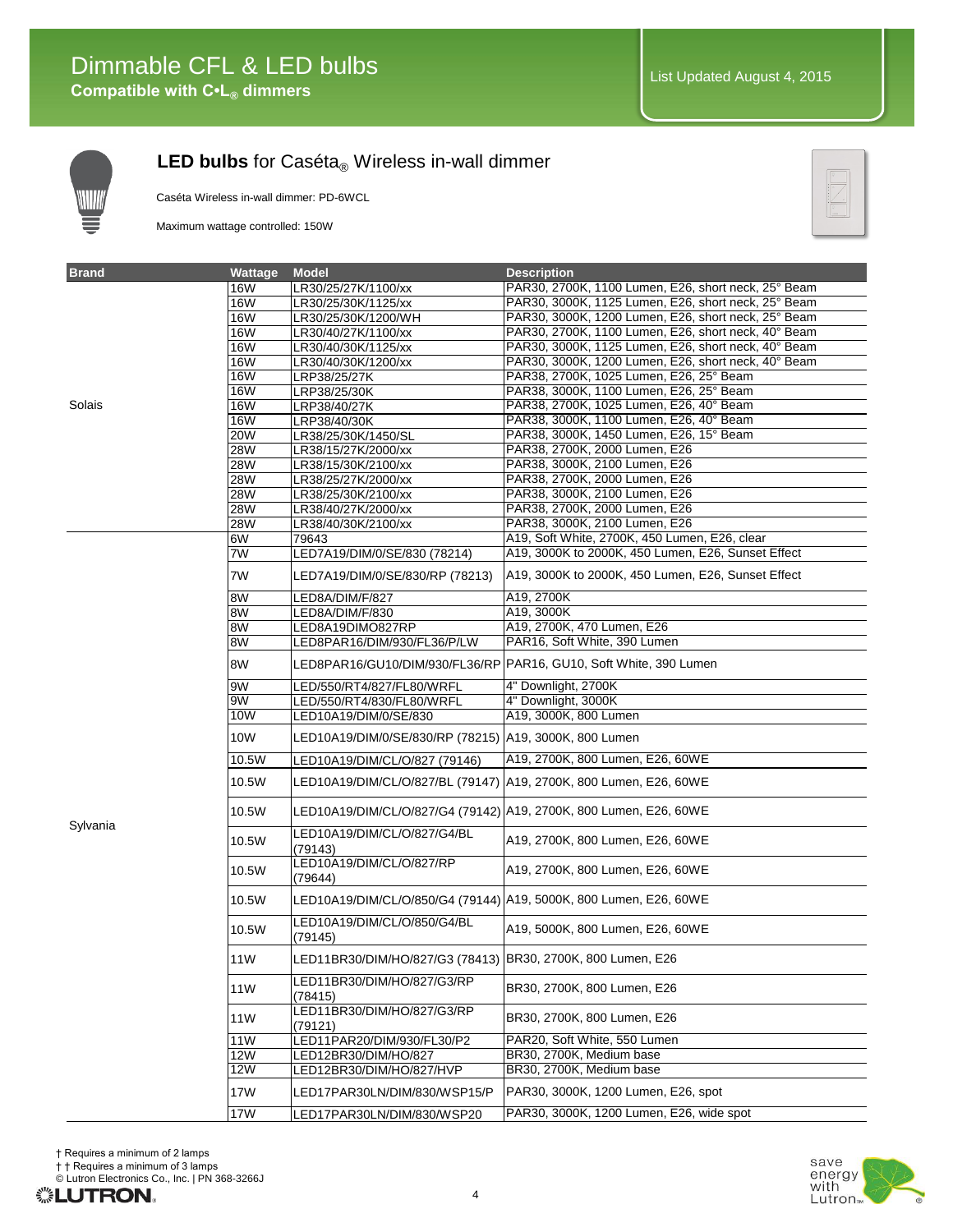# Dimmable CFL & LED bulbs

**Compatible with C•L® dimmers**

List Updated August 4, 2015

## **LED bulbs** for Caséta® Wireless in-wall dimmer

Caséta Wireless in-wall dimmer: PD-6WCL

Maximum wattage controlled: 150W

| Brand | Wattage | Model | Description |
|---|---|---|---|
| Solais | 16W | LR30/25/27K/1100/xx | PAR30, 2700K, 1100 Lumen, E26, short neck, 25° Beam |
| | 16W | LR30/25/30K/1125/xx | PAR30, 3000K, 1125 Lumen, E26, short neck, 25° Beam |
| | 16W | LR30/25/30K/1200/WH | PAR30, 3000K, 1200 Lumen, E26, short neck, 25° Beam |
| | 16W | LR30/40/27K/1100/xx | PAR30, 2700K, 1100 Lumen, E26, short neck, 40° Beam |
| | 16W | LR30/40/30K/1125/xx | PAR30, 3000K, 1125 Lumen, E26, short neck, 40° Beam |
| | 16W | LR30/40/30K/1200/xx | PAR30, 3000K, 1200 Lumen, E26, short neck, 40° Beam |
| | 16W | LRP38/25/27K | PAR38, 2700K, 1025 Lumen, E26, 25° Beam |
| | 16W | LRP38/25/30K | PAR38, 3000K, 1100 Lumen, E26, 25° Beam |
| | 16W | LRP38/40/27K | PAR38, 2700K, 1025 Lumen, E26, 40° Beam |
| | 16W | LRP38/40/30K | PAR38, 3000K, 1100 Lumen, E26, 40° Beam |
| | 20W | LR38/25/30K/1450/SL | PAR38, 3000K, 1450 Lumen, E26, 15° Beam |
| | 28W | LR38/15/27K/2000/xx | PAR38, 2700K, 2000 Lumen, E26 |
| | 28W | LR38/15/30K/2100/xx | PAR38, 3000K, 2100 Lumen, E26 |
| | 28W | LR38/25/27K/2000/xx | PAR38, 2700K, 2000 Lumen, E26 |
| | 28W | LR38/25/30K/2100/xx | PAR38, 3000K, 2100 Lumen, E26 |
| | 28W | LR38/40/27K/2000/xx | PAR38, 2700K, 2000 Lumen, E26 |
| | 28W | LR38/40/30K/2100/xx | PAR38, 3000K, 2100 Lumen, E26 |
| Sylvania | 6W | 79643 | A19, Soft White, 2700K, 450 Lumen, E26, clear |
| | 7W | LED7A19/DIM/0/SE/830 (78214) | A19, 3000K to 2000K, 450 Lumen, E26, Sunset Effect |
| | 7W | LED7A19/DIM/0/SE/830/RP (78213) | A19, 3000K to 2000K, 450 Lumen, E26, Sunset Effect |
| | 8W | LED8A/DIM/F/827 | A19, 2700K |
| | 8W | LED8A/DIM/F/830 | A19, 3000K |
| | 8W | LED8A19DIMO827RP | A19, 2700K, 470 Lumen, E26 |
| | 8W | LED8PAR16/DIM/930/FL36/P/LW | PAR16, Soft White, 390 Lumen |
| | 8W | LED8PAR16/GU10/DIM/930/FL36/RP | PAR16, GU10, Soft White, 390 Lumen |
| | 9W | LED/550/RT4/827/FL80/WRFL | 4" Downlight, 2700K |
| | 9W | LED/550/RT4/830/FL80/WRFL | 4" Downlight, 3000K |
| | 10W | LED10A19/DIM/0/SE/830 | A19, 3000K, 800 Lumen |
| | 10W | LED10A19/DIM/0/SE/830/RP (78215) | A19, 3000K, 800 Lumen |
| | 10.5W | LED10A19/DIM/CL/O/827 (79146) | A19, 2700K, 800 Lumen, E26, 60WE |
| | 10.5W | LED10A19/DIM/CL/O/827/BL (79147) | A19, 2700K, 800 Lumen, E26, 60WE |
| | 10.5W | LED10A19/DIM/CL/O/827/G4 (79142) | A19, 2700K, 800 Lumen, E26, 60WE |
| | 10.5W | LED10A19/DIM/CL/O/827/G4/BL (79143) | A19, 2700K, 800 Lumen, E26, 60WE |
| | 10.5W | LED10A19/DIM/CL/O/827/RP (79644) | A19, 2700K, 800 Lumen, E26, 60WE |
| | 10.5W | LED10A19/DIM/CL/O/850/G4 (79144) | A19, 5000K, 800 Lumen, E26, 60WE |
| | 10.5W | LED10A19/DIM/CL/O/850/G4/BL (79145) | A19, 5000K, 800 Lumen, E26, 60WE |
| | 11W | LED11BR30/DIM/HO/827/G3 (78413) | BR30, 2700K, 800 Lumen, E26 |
| | 11W | LED11BR30/DIM/HO/827/G3/RP (78415) | BR30, 2700K, 800 Lumen, E26 |
| | 11W | LED11BR30/DIM/HO/827/G3/RP (79121) | BR30, 2700K, 800 Lumen, E26 |
| | 11W | LED11PAR20/DIM/930/FL30/P2 | PAR20, Soft White, 550 Lumen |
| | 12W | LED12BR30/DIM/HO/827 | BR30, 2700K, Medium base |
| | 12W | LED12BR30/DIM/HO/827/HVP | BR30, 2700K, Medium base |
| | 17W | LED17PAR30LN/DIM/830/WSP15/P | PAR30, 3000K, 1200 Lumen, E26, spot |
| | 17W | LED17PAR30LN/DIM/830/WSP20 | PAR30, 3000K, 1200 Lumen, E26, wide spot |

† Requires a minimum of 2 lamps

† † Requires a minimum of 3 lamps

© Lutron Electronics Co., Inc. | PN 368-3266J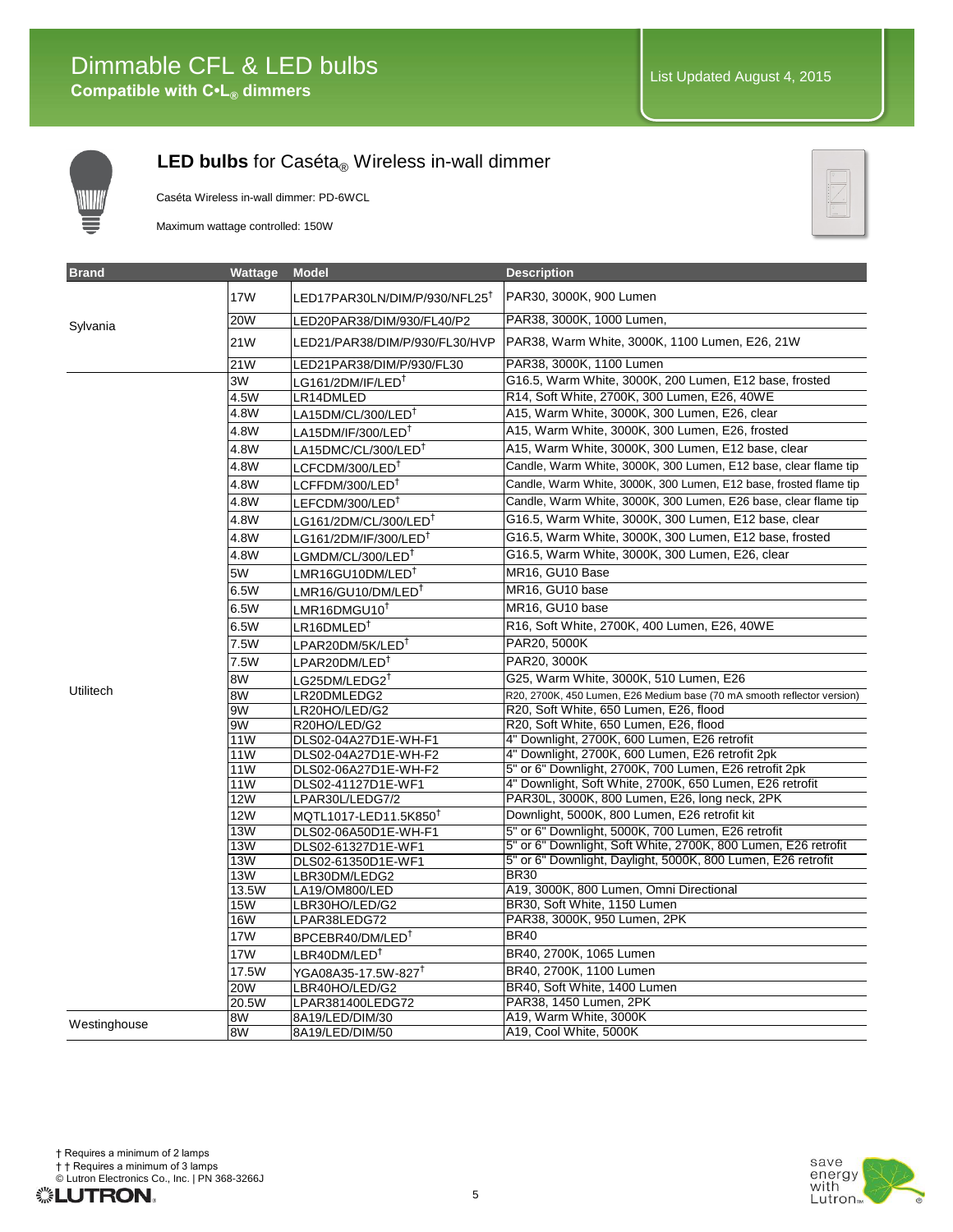# Dimmable CFL & LED bulbs

**Compatible with C•L® dimmers**

List Updated August 4, 2015

## **LED bulbs** for Caséta® Wireless in-wall dimmer

Caséta Wireless in-wall dimmer: PD-6WCL

Maximum wattage controlled: 150W

| Brand | Wattage | Model | Description |
|---|---|---|---|
| Sylvania | 17W | LED17PAR30LN/DIM/P/930/NFL25† | PAR30, 3000K, 900 Lumen |
| | 20W | LED20PAR38/DIM/930/FL40/P2 | PAR38, 3000K, 1000 Lumen, |
| | 21W | LED21/PAR38/DIM/P/930/FL30/HVP | PAR38, Warm White, 3000K, 1100 Lumen, E26, 21W |
| | 21W | LED21PAR38/DIM/P/930/FL30 | PAR38, 3000K, 1100 Lumen |
| Utilitech | 3W | LG161/2DM/IF/LED† | G16.5, Warm White, 3000K, 200 Lumen, E12 base, frosted |
| | 4.5W | LR14DMLED | R14, Soft White, 2700K, 300 Lumen, E26, 40WE |
| | 4.8W | LA15DM/CL/300/LED† | A15, Warm White, 3000K, 300 Lumen, E26, clear |
| | 4.8W | LA15DM/IF/300/LED† | A15, Warm White, 3000K, 300 Lumen, E26, frosted |
| | 4.8W | LA15DMC/CL/300/LED† | A15, Warm White, 3000K, 300 Lumen, E12 base, clear |
| | 4.8W | LCFCDM/300/LED† | Candle, Warm White, 3000K, 300 Lumen, E12 base, clear flame tip |
| | 4.8W | LCFFDM/300/LED† | Candle, Warm White, 3000K, 300 Lumen, E12 base, frosted flame tip |
| | 4.8W | LEFCDM/300/LED† | Candle, Warm White, 3000K, 300 Lumen, E26 base, clear flame tip |
| | 4.8W | LG161/2DM/CL/300/LED† | G16.5, Warm White, 3000K, 300 Lumen, E12 base, clear |
| | 4.8W | LG161/2DM/IF/300/LED† | G16.5, Warm White, 3000K, 300 Lumen, E12 base, frosted |
| | 4.8W | LGMDM/CL/300/LED† | G16.5, Warm White, 3000K, 300 Lumen, E26, clear |
| | 5W | LMR16GU10DM/LED† | MR16, GU10 Base |
| | 6.5W | LMR16/GU10/DM/LED† | MR16, GU10 base |
| | 6.5W | LMR16DMGU10† | MR16, GU10 base |
| | 6.5W | LR16DMLED† | R16, Soft White, 2700K, 400 Lumen, E26, 40WE |
| | 7.5W | LPAR20DM/5K/LED† | PAR20, 5000K |
| | 7.5W | LPAR20DM/LED† | PAR20, 3000K |
| | 8W | LG25DM/LEDG2† | G25, Warm White, 3000K, 510 Lumen, E26 |
| | 8W | LR20DMLEDG2 | R20, 2700K, 450 Lumen, E26 Medium base (70 mA smooth reflector version) |
| | 9W | LR20HO/LED/G2 | R20, Soft White, 650 Lumen, E26, flood |
| | 9W | R20HO/LED/G2 | R20, Soft White, 650 Lumen, E26, flood |
| | 11W | DLS02-04A27D1E-WH-F1 | 4" Downlight, 2700K, 600 Lumen, E26 retrofit |
| | 11W | DLS02-04A27D1E-WH-F2 | 4" Downlight, 2700K, 600 Lumen, E26 retrofit 2pk |
| | 11W | DLS02-06A27D1E-WH-F2 | 5" or 6" Downlight, 2700K, 700 Lumen, E26 retrofit 2pk |
| | 11W | DLS02-41127D1E-WF1 | 4" Downlight, Soft White, 2700K, 650 Lumen, E26 retrofit |
| | 12W | LPAR30L/LEDG7/2 | PAR30L, 3000K, 800 Lumen, E26, long neck, 2PK |
| | 12W | MQTL1017-LED11.5K850† | Downlight, 5000K, 800 Lumen, E26 retrofit kit |
| | 13W | DLS02-06A50D1E-WH-F1 | 5" or 6" Downlight, 5000K, 700 Lumen, E26 retrofit |
| | 13W | DLS02-61327D1E-WF1 | 5" or 6" Downlight, Soft White, 2700K, 800 Lumen, E26 retrofit |
| | 13W | DLS02-61350D1E-WF1 | 5" or 6" Downlight, Daylight, 5000K, 800 Lumen, E26 retrofit |
| | 13W | LBR30DM/LEDG2 | BR30 |
| | 13.5W | LA19/OM800/LED | A19, 3000K, 800 Lumen, Omni Directional |
| | 15W | LBR30HO/LED/G2 | BR30, Soft White, 1150 Lumen |
| | 16W | LPAR38LEDG72 | PAR38, 3000K, 950 Lumen, 2PK |
| | 17W | BPCEBR40/DM/LED† | BR40 |
| | 17W | LBR40DM/LED† | BR40, 2700K, 1065 Lumen |
| | 17.5W | YGA08A35-17.5W-827† | BR40, 2700K, 1100 Lumen |
| | 20W | LBR40HO/LED/G2 | BR40, Soft White, 1400 Lumen |
| | 20.5W | LPAR381400LEDG72 | PAR38, 1450 Lumen, 2PK |
| Westinghouse | 8W | 8A19/LED/DIM/30 | A19, Warm White, 3000K |
| | 8W | 8A19/LED/DIM/50 | A19, Cool White, 5000K |

† Requires a minimum of 2 lamps

† † Requires a minimum of 3 lamps

© Lutron Electronics Co., Inc. | PN 368-3266J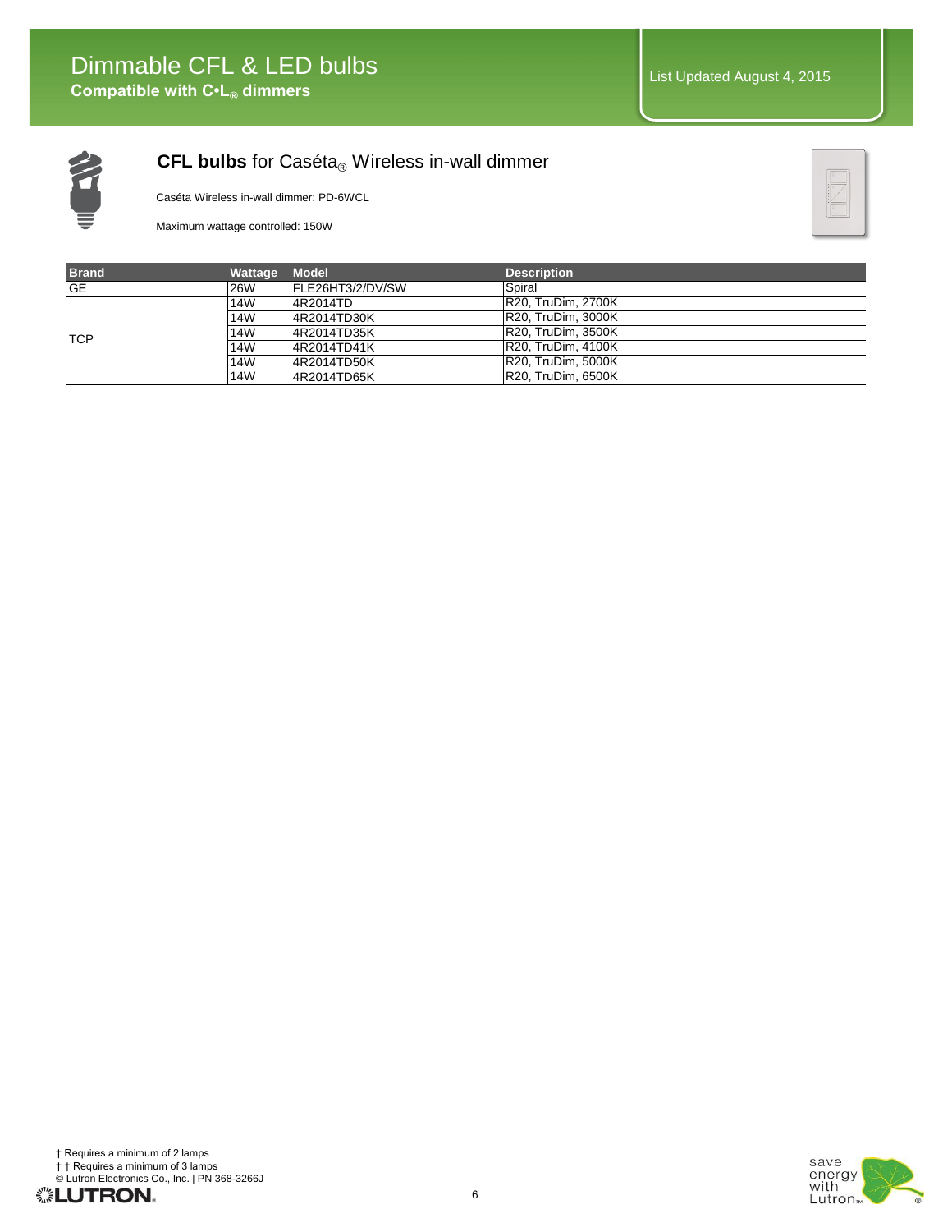# Dimmable CFL & LED bulbs

**Compatible with C•L® dimmers**

List Updated August 4, 2015

## **CFL bulbs** for Caséta® Wireless in-wall dimmer

Caséta Wireless in-wall dimmer: PD-6WCL

Maximum wattage controlled: 150W

| Brand | Wattage | Model | Description |
|---|---|---|---|
| GE | 26W | FLE26HT3/2/DV/SW | Spiral |
| TCP | 14W | 4R2014TD | R20, TruDim, 2700K |
| | 14W | 4R2014TD30K | R20, TruDim, 3000K |
| | 14W | 4R2014TD35K | R20, TruDim, 3500K |
| | 14W | 4R2014TD41K | R20, TruDim, 4100K |
| | 14W | 4R2014TD50K | R20, TruDim, 5000K |
| | 14W | 4R2014TD65K | R20, TruDim, 6500K |

† Requires a minimum of 2 lamps

† † Requires a minimum of 3 lamps

© Lutron Electronics Co., Inc. | PN 368-3266J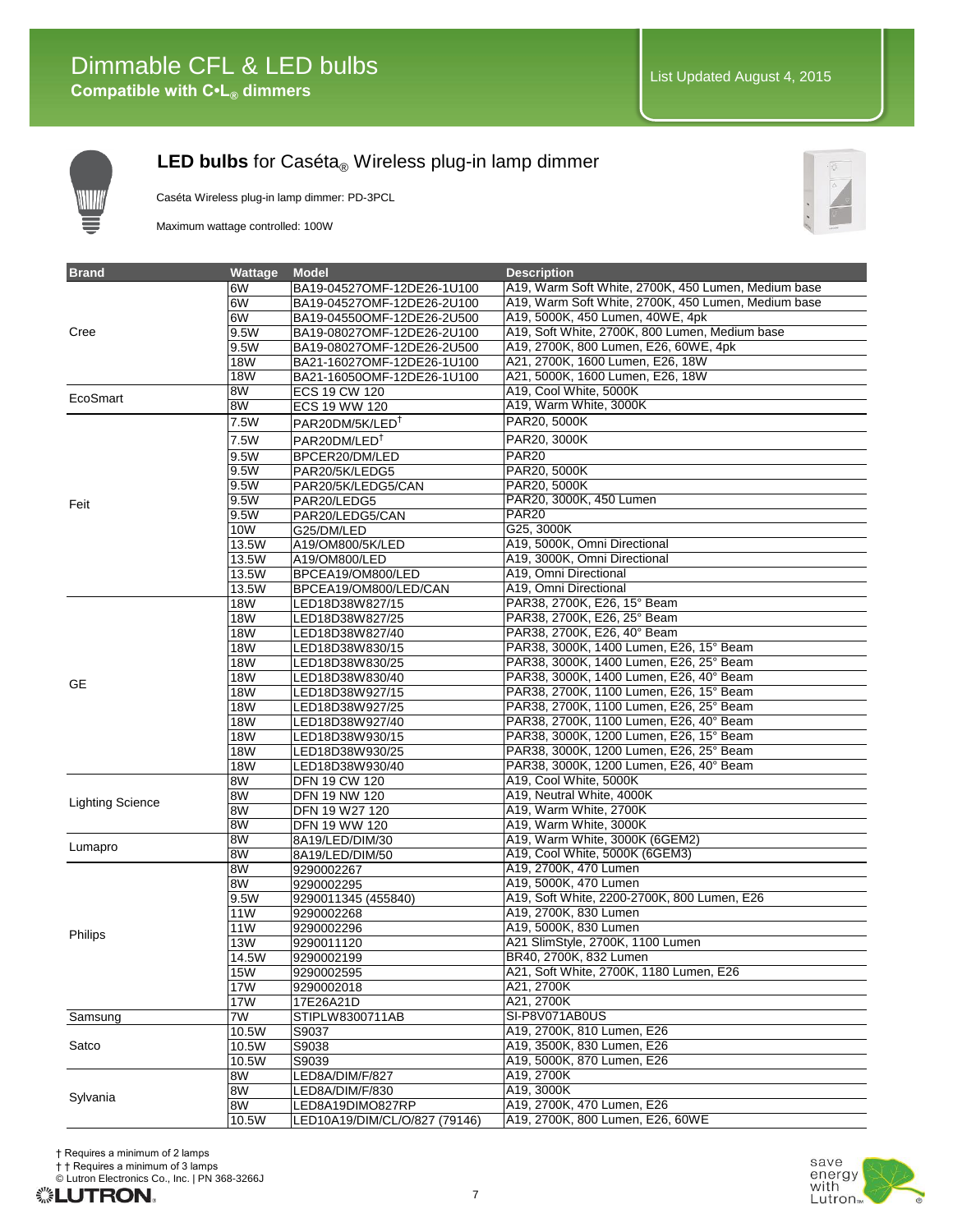# Dimmable CFL & LED bulbs

**Compatible with C•L® dimmers**

List Updated August 4, 2015

## **LED bulbs** for Caséta® Wireless plug-in lamp dimmer

Caséta Wireless plug-in lamp dimmer: PD-3PCL

Maximum wattage controlled: 100W

| Brand | Wattage | Model | Description |
|---|---|---|---|
| Cree | 6W | BA19-04527OMF-12DE26-1U100 | A19, Warm Soft White, 2700K, 450 Lumen, Medium base |
| | 6W | BA19-04527OMF-12DE26-2U100 | A19, Warm Soft White, 2700K, 450 Lumen, Medium base |
| | 6W | BA19-04550OMF-12DE26-2U500 | A19, 5000K, 450 Lumen, 40WE, 4pk |
| | 9.5W | BA19-08027OMF-12DE26-2U100 | A19, Soft White, 2700K, 800 Lumen, Medium base |
| | 9.5W | BA19-08027OMF-12DE26-2U500 | A19, 2700K, 800 Lumen, E26, 60WE, 4pk |
| | 18W | BA21-16027OMF-12DE26-1U100 | A21, 2700K, 1600 Lumen, E26, 18W |
| | 18W | BA21-16050OMF-12DE26-1U100 | A21, 5000K, 1600 Lumen, E26, 18W |
| EcoSmart | 8W | ECS 19 CW 120 | A19, Cool White, 5000K |
| | 8W | ECS 19 WW 120 | A19, Warm White, 3000K |
| Feit | 7.5W | PAR20DM/5K/LED† | PAR20, 5000K |
| | 7.5W | PAR20DM/LED† | PAR20, 3000K |
| | 9.5W | BPCER20/DM/LED | PAR20 |
| | 9.5W | PAR20/5K/LEDG5 | PAR20, 5000K |
| | 9.5W | PAR20/5K/LEDG5/CAN | PAR20, 5000K |
| | 9.5W | PAR20/LEDG5 | PAR20, 3000K, 450 Lumen |
| | 9.5W | PAR20/LEDG5/CAN | PAR20 |
| | 10W | G25/DM/LED | G25, 3000K |
| | 13.5W | A19/OM800/5K/LED | A19, 5000K, Omni Directional |
| | 13.5W | A19/OM800/LED | A19, 3000K, Omni Directional |
| | 13.5W | BPCEA19/OM800/LED | A19, Omni Directional |
| | 13.5W | BPCEA19/OM800/LED/CAN | A19, Omni Directional |
| GE | 18W | LED18D38W827/15 | PAR38, 2700K, E26, 15° Beam |
| | 18W | LED18D38W827/25 | PAR38, 2700K, E26, 25° Beam |
| | 18W | LED18D38W827/40 | PAR38, 2700K, E26, 40° Beam |
| | 18W | LED18D38W830/15 | PAR38, 3000K, 1400 Lumen, E26, 15° Beam |
| | 18W | LED18D38W830/25 | PAR38, 3000K, 1400 Lumen, E26, 25° Beam |
| | 18W | LED18D38W830/40 | PAR38, 3000K, 1400 Lumen, E26, 40° Beam |
| | 18W | LED18D38W927/15 | PAR38, 2700K, 1100 Lumen, E26, 15° Beam |
| | 18W | LED18D38W927/25 | PAR38, 2700K, 1100 Lumen, E26, 25° Beam |
| | 18W | LED18D38W927/40 | PAR38, 2700K, 1100 Lumen, E26, 40° Beam |
| | 18W | LED18D38W930/15 | PAR38, 3000K, 1200 Lumen, E26, 15° Beam |
| | 18W | LED18D38W930/25 | PAR38, 3000K, 1200 Lumen, E26, 25° Beam |
| | 18W | LED18D38W930/40 | PAR38, 3000K, 1200 Lumen, E26, 40° Beam |
| Lighting Science | 8W | DFN 19 CW 120 | A19, Cool White, 5000K |
| | 8W | DFN 19 NW 120 | A19, Neutral White, 4000K |
| | 8W | DFN 19 W27 120 | A19, Warm White, 2700K |
| | 8W | DFN 19 WW 120 | A19, Warm White, 3000K |
| Lumapro | 8W | 8A19/LED/DIM/30 | A19, Warm White, 3000K (6GEM2) |
| | 8W | 8A19/LED/DIM/50 | A19, Cool White, 5000K (6GEM3) |
| Philips | 8W | 9290002267 | A19, 2700K, 470 Lumen |
| | 8W | 9290002295 | A19, 5000K, 470 Lumen |
| | 9.5W | 9290011345 (455840) | A19, Soft White, 2200-2700K, 800 Lumen, E26 |
| | 11W | 9290002268 | A19, 2700K, 830 Lumen |
| | 11W | 9290002296 | A19, 5000K, 830 Lumen |
| | 13W | 9290011120 | A21 SlimStyle, 2700K, 1100 Lumen |
| | 14.5W | 9290002199 | BR40, 2700K, 832 Lumen |
| | 15W | 9290002595 | A21, Soft White, 2700K, 1180 Lumen, E26 |
| | 17W | 9290002018 | A21, 2700K |
| | 17W | 17E26A21D | A21, 2700K |
| Samsung | 7W | STIPLW8300711AB | SI-P8V071AB0US |
| Satco | 10.5W | S9037 | A19, 2700K, 810 Lumen, E26 |
| | 10.5W | S9038 | A19, 3500K, 830 Lumen, E26 |
| | 10.5W | S9039 | A19, 5000K, 870 Lumen, E26 |
| Sylvania | 8W | LED8A/DIM/F/827 | A19, 2700K |
| | 8W | LED8A/DIM/F/830 | A19, 3000K |
| | 8W | LED8A19DIMO827RP | A19, 2700K, 470 Lumen, E26 |
| | 10.5W | LED10A19/DIM/CL/O/827 (79146) | A19, 2700K, 800 Lumen, E26, 60WE |

† Requires a minimum of 2 lamps

† † Requires a minimum of 3 lamps

© Lutron Electronics Co., Inc. | PN 368-3266J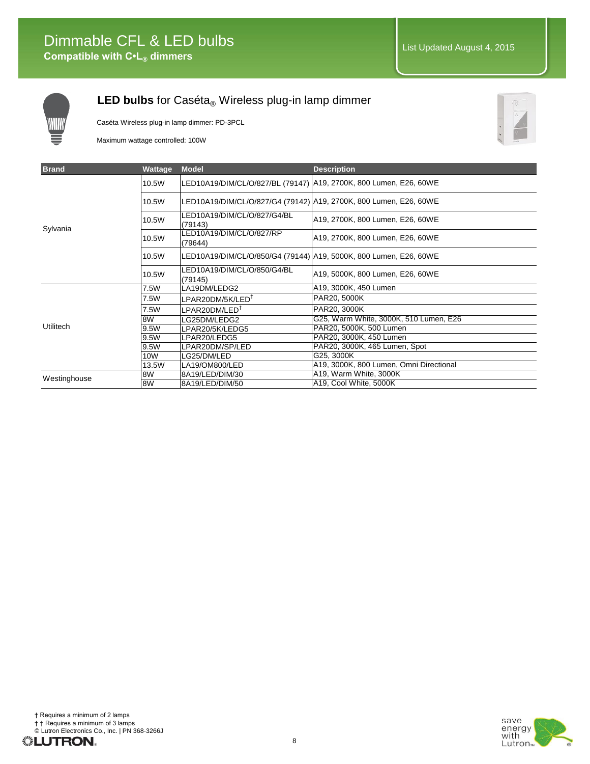# Dimmable CFL & LED bulbs

**Compatible with C•L® dimmers**

List Updated August 4, 2015

## **LED bulbs** for Caséta® Wireless plug-in lamp dimmer

Caséta Wireless plug-in lamp dimmer: PD-3PCL

Maximum wattage controlled: 100W

| Brand | Wattage | Model | Description |
|---|---|---|---|
| Sylvania | 10.5W | LED10A19/DIM/CL/O/827/BL (79147) | A19, 2700K, 800 Lumen, E26, 60WE |
| | 10.5W | LED10A19/DIM/CL/O/827/G4 (79142) | A19, 2700K, 800 Lumen, E26, 60WE |
| | 10.5W | LED10A19/DIM/CL/O/827/G4/BL (79143) | A19, 2700K, 800 Lumen, E26, 60WE |
| | 10.5W | LED10A19/DIM/CL/O/827/RP (79644) | A19, 2700K, 800 Lumen, E26, 60WE |
| | 10.5W | LED10A19/DIM/CL/O/850/G4 (79144) | A19, 5000K, 800 Lumen, E26, 60WE |
| | 10.5W | LED10A19/DIM/CL/O/850/G4/BL (79145) | A19, 5000K, 800 Lumen, E26, 60WE |
| Utilitech | 7.5W | LA19DM/LEDG2 | A19, 3000K, 450 Lumen |
| | 7.5W | LPAR20DM/5K/LED† | PAR20, 5000K |
| | 7.5W | LPAR20DM/LED† | PAR20, 3000K |
| | 8W | LG25DM/LEDG2 | G25, Warm White, 3000K, 510 Lumen, E26 |
| | 9.5W | LPAR20/5K/LEDG5 | PAR20, 5000K, 500 Lumen |
| | 9.5W | LPAR20/LEDG5 | PAR20, 3000K, 450 Lumen |
| | 9.5W | LPAR20DM/SP/LED | PAR20, 3000K, 465 Lumen, Spot |
| | 10W | LG25/DM/LED | G25, 3000K |
| | 13.5W | LA19/OM800/LED | A19, 3000K, 800 Lumen, Omni Directional |
| Westinghouse | 8W | 8A19/LED/DIM/30 | A19, Warm White, 3000K |
| | 8W | 8A19/LED/DIM/50 | A19, Cool White, 5000K |

† Requires a minimum of 2 lamps

† † Requires a minimum of 3 lamps

© Lutron Electronics Co., Inc. | PN 368-3266J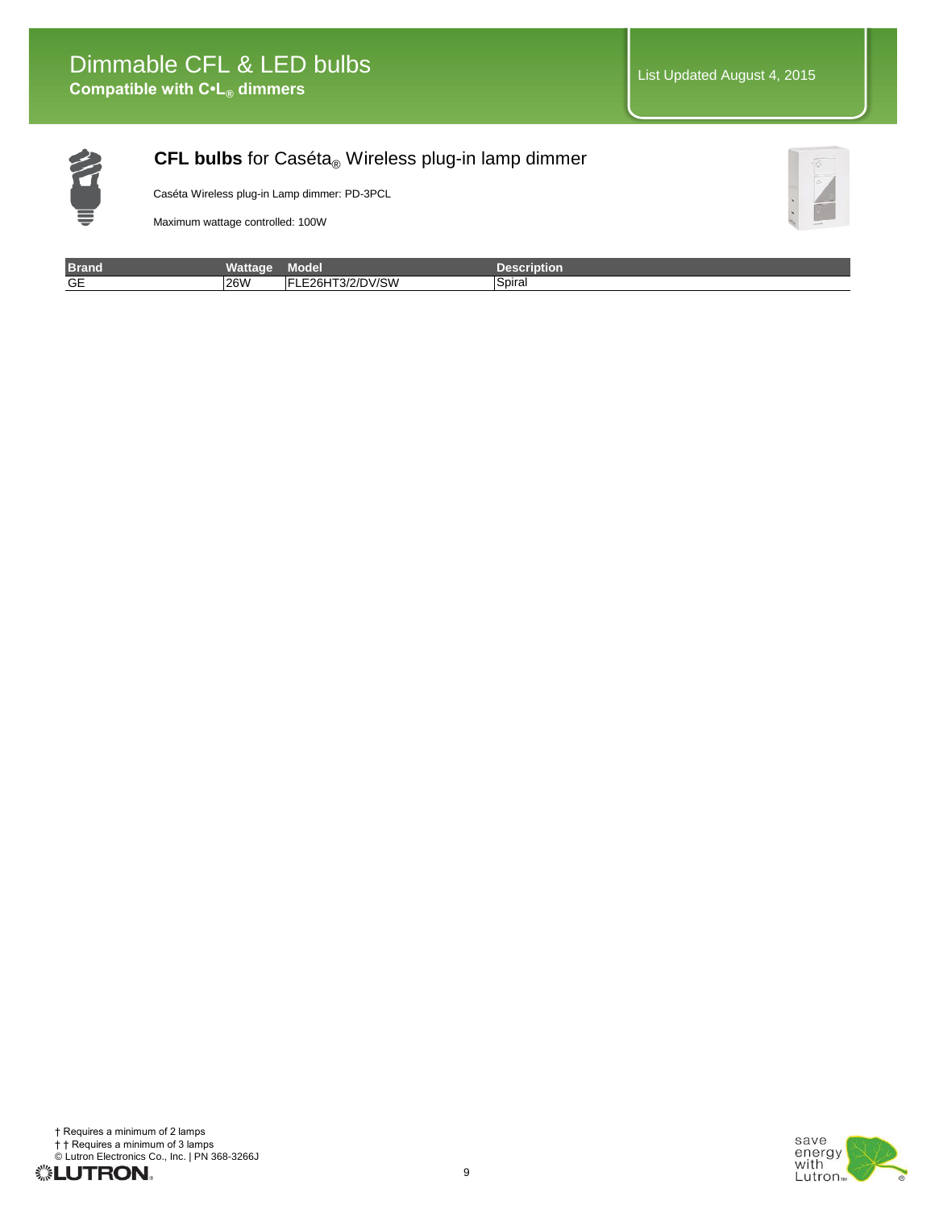# Dimmable CFL & LED bulbs

**Compatible with C•L® dimmers**

List Updated August 4, 2015

## **CFL bulbs** for Caséta® Wireless plug-in lamp dimmer

Caséta Wireless plug-in Lamp dimmer: PD-3PCL

Maximum wattage controlled: 100W

| Brand | Wattage | Model | Description |
|---|---|---|---|
| GE | 26W | FLE26HT3/2/DV/SW | Spiral |

† Requires a minimum of 2 lamps

† † Requires a minimum of 3 lamps

© Lutron Electronics Co., Inc. | PN 368-3266J